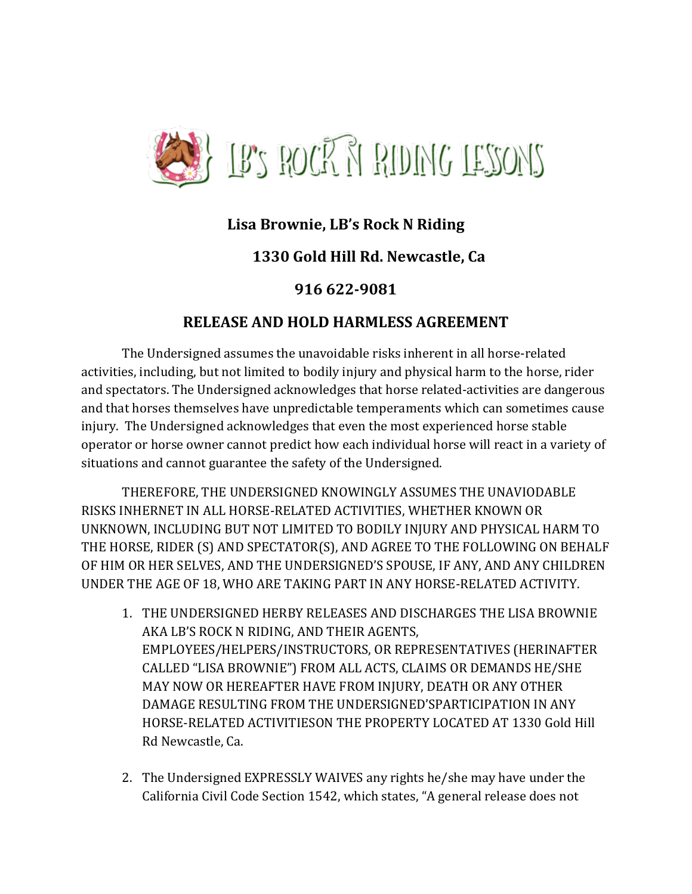LB'S ROCK N RIDING LESSONS

**Lisa Brownie, LB's Rock N Riding**

**1330 Gold Hill Rd. Newcastle, Ca**

**916 622-9081**

## RELEASE AND HOLD HARMLESS AGREEMENT

The Undersigned assumes the unavoidable risks inherent in all horse-related activities, including, but not limited to bodily injury and physical harm to the horse, rider and spectators. The Undersigned acknowledges that horse related-activities are dangerous and that horses themselves have unpredictable temperaments which can sometimes cause injury. The Undersigned acknowledges that even the most experienced horse stable operator or horse owner cannot predict how each individual horse will react in a variety of situations and cannot guarantee the safety of the Undersigned.

THEREFORE, THE UNDERSIGNED KNOWINGLY ASSUMES THE UNAVIODABLE RISKS INHERNET IN ALL HORSE-RELATED ACTIVITIES, WHETHER KNOWN OR UNKNOWN, INCLUDING BUT NOT LIMITED TO BODILY INJURY AND PHYSICAL HARM TO THE HORSE, RIDER (S) AND SPECTATOR(S), AND AGREE TO THE FOLLOWING ON BEHALF OF HIM OR HER SELVES, AND THE UNDERSIGNED'S SPOUSE, IF ANY, AND ANY CHILDREN UNDER THE AGE OF 18, WHO ARE TAKING PART IN ANY HORSE-RELATED ACTIVITY.

1. THE UNDERSIGNED HERBY RELEASES AND DISCHARGES THE LISA BROWNIE AKA LB'S ROCK N RIDING, AND THEIR AGENTS, EMPLOYEES/HELPERS/INSTRUCTORS, OR REPRESENTATIVES (HERINAFTER CALLED "LISA BROWNIE") FROM ALL ACTS, CLAIMS OR DEMANDS HE/SHE MAY NOW OR HEREAFTER HAVE FROM INJURY, DEATH OR ANY OTHER DAMAGE RESULTING FROM THE UNDERSIGNED'SPARTICIPATION IN ANY HORSE-RELATED ACTIVITIESON THE PROPERTY LOCATED AT 1330 Gold Hill Rd Newcastle, Ca.

2. The Undersigned EXPRESSLY WAIVES any rights he/she may have under the California Civil Code Section 1542, which states, "A general release does not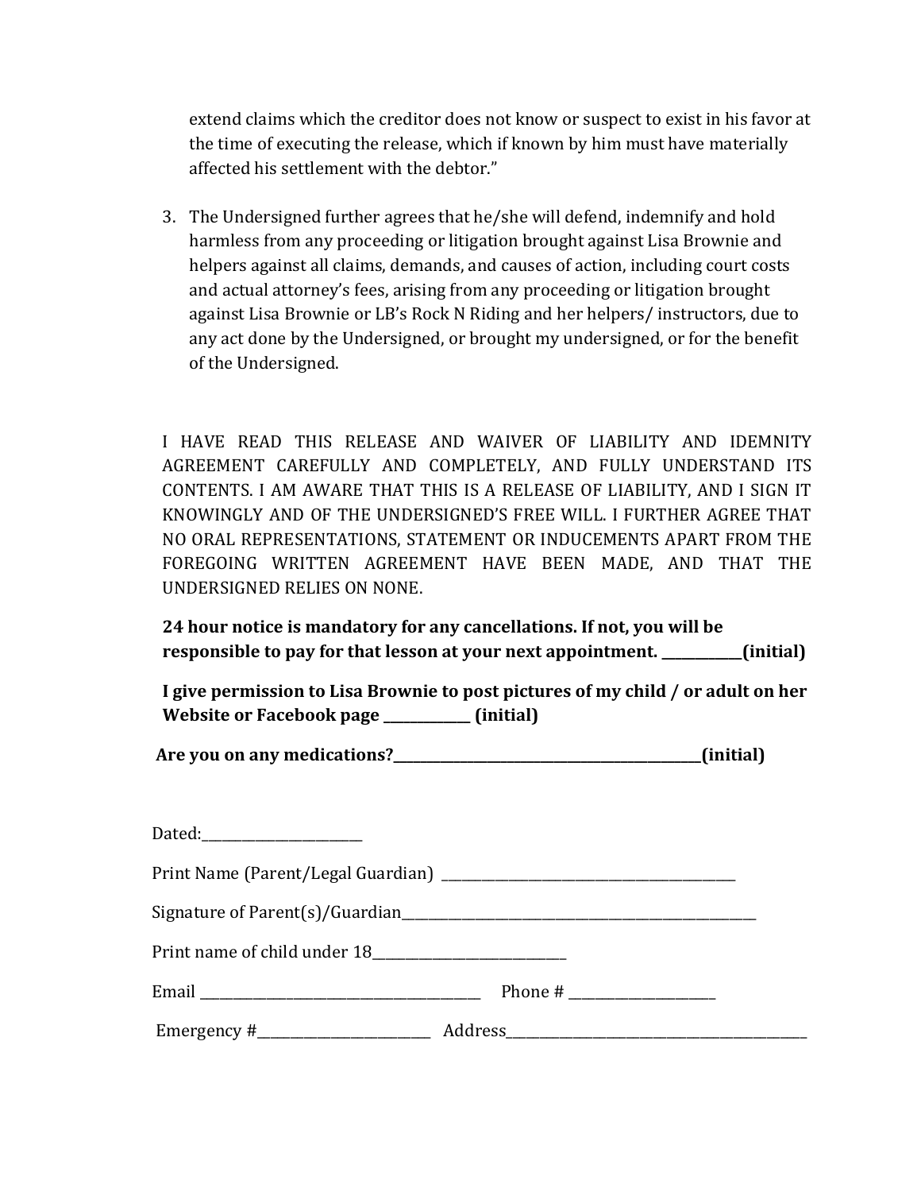extend claims which the creditor does not know or suspect to exist in his favor at the time of executing the release, which if known by him must have materially affected his settlement with the debtor."

3. The Undersigned further agrees that he/she will defend, indemnify and hold harmless from any proceeding or litigation brought against Lisa Brownie and helpers against all claims, demands, and causes of action, including court costs and actual attorney's fees, arising from any proceeding or litigation brought against Lisa Brownie or LB's Rock N Riding and her helpers/ instructors, due to any act done by the Undersigned, or brought my undersigned, or for the benefit of the Undersigned.

I HAVE READ THIS RELEASE AND WAIVER OF LIABILITY AND IDEMNITY AGREEMENT CAREFULLY AND COMPLETELY, AND FULLY UNDERSTAND ITS CONTENTS. I AM AWARE THAT THIS IS A RELEASE OF LIABILITY, AND I SIGN IT KNOWINGLY AND OF THE UNDERSIGNED'S FREE WILL. I FURTHER AGREE THAT NO ORAL REPRESENTATIONS, STATEMENT OR INDUCEMENTS APART FROM THE FOREGOING WRITTEN AGREEMENT HAVE BEEN MADE, AND THAT THE UNDERSIGNED RELIES ON NONE.

**24 hour notice is mandatory for any cancellations. If not, you will be responsible to pay for that lesson at your next appointment. ____________(initial)**

**I give permission to Lisa Brownie to post pictures of my child / or adult on her Website or Facebook page _____________ (initial)**

**Are you on any medications?_______________________________________________(initial)**

Dated:________________________

Print Name (Parent/Legal Guardian) ____________________________________________

Signature of Parent(s)/Guardian_____________________________________________________

Print name of child under 18____________________________

Email __________________________________________ Phone # _____________________

Emergency #__________________________ Address______________________________________________